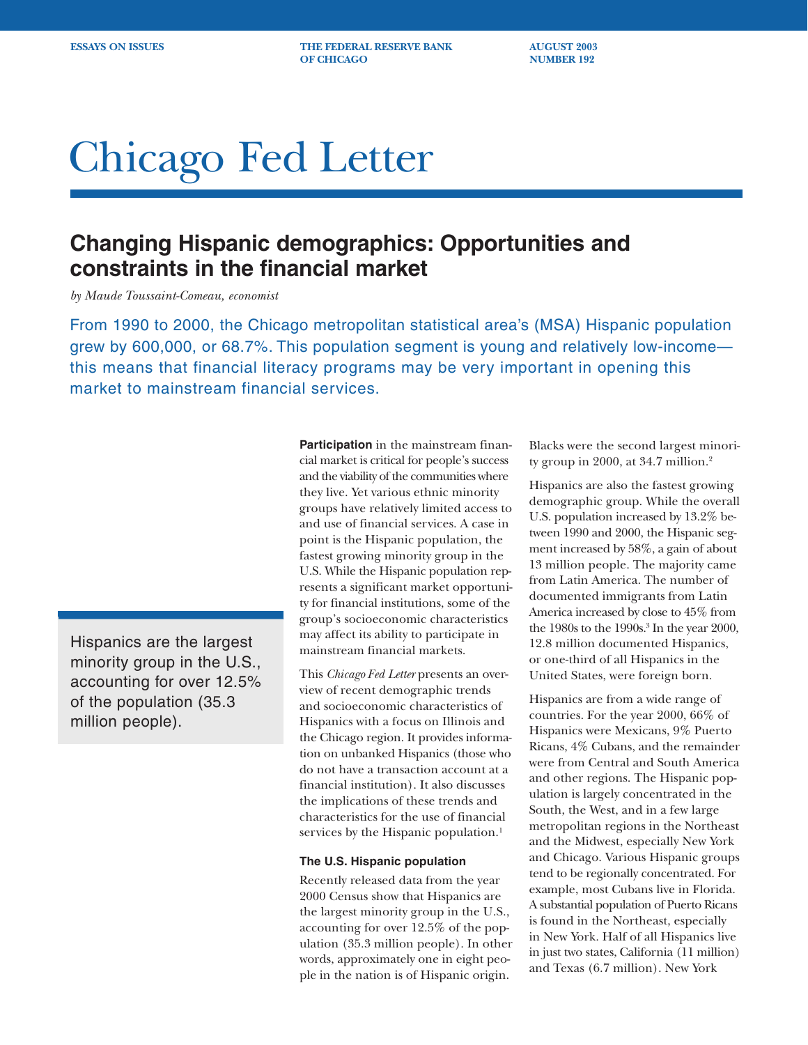ESSAYS ON ISSUES | THE FEDERAL RESERVE BANK OF CHICAGO | AUGUST 2003 NUMBER 192

# Chicago Fed Letter

## Changing Hispanic demographics: Opportunities and constraints in the financial market

*by Maude Toussaint-Comeau, economist*

From 1990 to 2000, the Chicago metropolitan statistical area's (MSA) Hispanic population grew by 600,000, or 68.7%. This population segment is young and relatively low-income—this means that financial literacy programs may be very important in opening this market to mainstream financial services.

**Participation** in the mainstream financial market is critical for people's success and the viability of the communities where they live. Yet various ethnic minority groups have relatively limited access to and use of financial services. A case in point is the Hispanic population, the fastest growing minority group in the U.S. While the Hispanic population represents a significant market opportunity for financial institutions, some of the group's socioeconomic characteristics may affect its ability to participate in mainstream financial markets.

This *Chicago Fed Letter* presents an overview of recent demographic trends and socioeconomic characteristics of Hispanics with a focus on Illinois and the Chicago region. It provides information on unbanked Hispanics (those who do not have a transaction account at a financial institution). It also discusses the implications of these trends and characteristics for the use of financial services by the Hispanic population.[1]

### The U.S. Hispanic population

Recently released data from the year 2000 Census show that Hispanics are the largest minority group in the U.S., accounting for over 12.5% of the population (35.3 million people). In other words, approximately one in eight people in the nation is of Hispanic origin. Blacks were the second largest minority group in 2000, at 34.7 million.[2]

> Hispanics are the largest minority group in the U.S., accounting for over 12.5% of the population (35.3 million people).

Hispanics are also the fastest growing demographic group. While the overall U.S. population increased by 13.2% between 1990 and 2000, the Hispanic segment increased by 58%, a gain of about 13 million people. The majority came from Latin America. The number of documented immigrants from Latin America increased by close to 45% from the 1980s to the 1990s.[3] In the year 2000, 12.8 million documented Hispanics, or one-third of all Hispanics in the United States, were foreign born.

Hispanics are from a wide range of countries. For the year 2000, 66% of Hispanics were Mexicans, 9% Puerto Ricans, 4% Cubans, and the remainder were from Central and South America and other regions. The Hispanic population is largely concentrated in the South, the West, and in a few large metropolitan regions in the Northeast and the Midwest, especially New York and Chicago. Various Hispanic groups tend to be regionally concentrated. For example, most Cubans live in Florida. A substantial population of Puerto Ricans is found in the Northeast, especially in New York. Half of all Hispanics live in just two states, California (11 million) and Texas (6.7 million). New York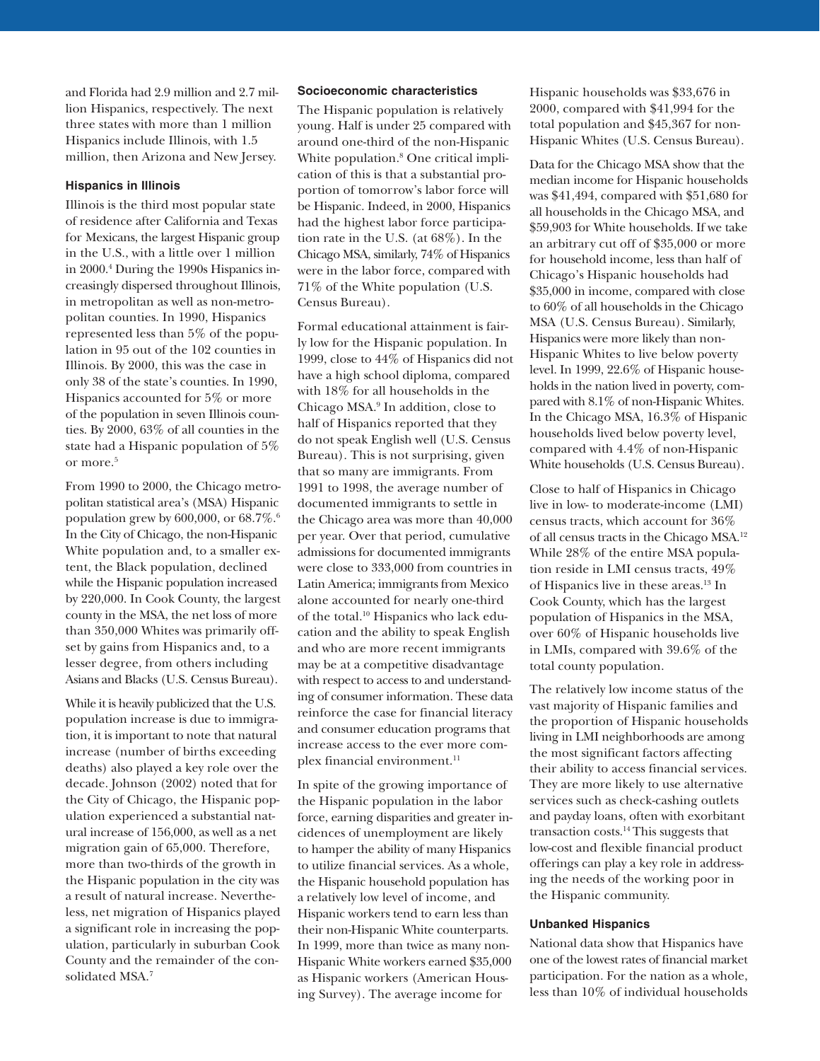and Florida had 2.9 million and 2.7 million Hispanics, respectively. The next three states with more than 1 million Hispanics include Illinois, with 1.5 million, then Arizona and New Jersey.

### Hispanics in Illinois

Illinois is the third most popular state of residence after California and Texas for Mexicans, the largest Hispanic group in the U.S., with a little over 1 million in 2000.[4] During the 1990s Hispanics increasingly dispersed throughout Illinois, in metropolitan as well as non-metropolitan counties. In 1990, Hispanics represented less than 5% of the population in 95 out of the 102 counties in Illinois. By 2000, this was the case in only 38 of the state's counties. In 1990, Hispanics accounted for 5% or more of the population in seven Illinois counties. By 2000, 63% of all counties in the state had a Hispanic population of 5% or more.[5]

From 1990 to 2000, the Chicago metropolitan statistical area's (MSA) Hispanic population grew by 600,000, or 68.7%.[6] In the City of Chicago, the non-Hispanic White population and, to a smaller extent, the Black population, declined while the Hispanic population increased by 220,000. In Cook County, the largest county in the MSA, the net loss of more than 350,000 Whites was primarily offset by gains from Hispanics and, to a lesser degree, from others including Asians and Blacks (U.S. Census Bureau).

While it is heavily publicized that the U.S. population increase is due to immigration, it is important to note that natural increase (number of births exceeding deaths) also played a key role over the decade. Johnson (2002) noted that for the City of Chicago, the Hispanic population experienced a substantial natural increase of 156,000, as well as a net migration gain of 65,000. Therefore, more than two-thirds of the growth in the Hispanic population in the city was a result of natural increase. Nevertheless, net migration of Hispanics played a significant role in increasing the population, particularly in suburban Cook County and the remainder of the consolidated MSA.[7]

### Socioeconomic characteristics

The Hispanic population is relatively young. Half is under 25 compared with around one-third of the non-Hispanic White population.[8] One critical implication of this is that a substantial proportion of tomorrow's labor force will be Hispanic. Indeed, in 2000, Hispanics had the highest labor force participation rate in the U.S. (at 68%). In the Chicago MSA, similarly, 74% of Hispanics were in the labor force, compared with 71% of the White population (U.S. Census Bureau).

Formal educational attainment is fairly low for the Hispanic population. In 1999, close to 44% of Hispanics did not have a high school diploma, compared with 18% for all households in the Chicago MSA.[9] In addition, close to half of Hispanics reported that they do not speak English well (U.S. Census Bureau). This is not surprising, given that so many are immigrants. From 1991 to 1998, the average number of documented immigrants to settle in the Chicago area was more than 40,000 per year. Over that period, cumulative admissions for documented immigrants were close to 333,000 from countries in Latin America; immigrants from Mexico alone accounted for nearly one-third of the total.[10] Hispanics who lack education and the ability to speak English and who are more recent immigrants may be at a competitive disadvantage with respect to access to and understanding of consumer information. These data reinforce the case for financial literacy and consumer education programs that increase access to the ever more complex financial environment.[11]

In spite of the growing importance of the Hispanic population in the labor force, earning disparities and greater incidences of unemployment are likely to hamper the ability of many Hispanics to utilize financial services. As a whole, the Hispanic household population has a relatively low level of income, and Hispanic workers tend to earn less than their non-Hispanic White counterparts. In 1999, more than twice as many non-Hispanic White workers earned $35,000 as Hispanic workers (American Housing Survey). The average income for Hispanic households was $33,676 in 2000, compared with $41,994 for the total population and $45,367 for non-Hispanic Whites (U.S. Census Bureau).

Data for the Chicago MSA show that the median income for Hispanic households was $41,494, compared with $51,680 for all households in the Chicago MSA, and $59,903 for White households. If we take an arbitrary cut off of $35,000 or more for household income, less than half of Chicago's Hispanic households had $35,000 in income, compared with close to 60% of all households in the Chicago MSA (U.S. Census Bureau). Similarly, Hispanics were more likely than non-Hispanic Whites to live below poverty level. In 1999, 22.6% of Hispanic households in the nation lived in poverty, compared with 8.1% of non-Hispanic Whites. In the Chicago MSA, 16.3% of Hispanic households lived below poverty level, compared with 4.4% of non-Hispanic White households (U.S. Census Bureau).

Close to half of Hispanics in Chicago live in low- to moderate-income (LMI) census tracts, which account for 36% of all census tracts in the Chicago MSA.[12] While 28% of the entire MSA population reside in LMI census tracts, 49% of Hispanics live in these areas.[13] In Cook County, which has the largest population of Hispanics in the MSA, over 60% of Hispanic households live in LMIs, compared with 39.6% of the total county population.

The relatively low income status of the vast majority of Hispanic families and the proportion of Hispanic households living in LMI neighborhoods are among the most significant factors affecting their ability to access financial services. They are more likely to use alternative services such as check-cashing outlets and payday loans, often with exorbitant transaction costs.[14] This suggests that low-cost and flexible financial product offerings can play a key role in addressing the needs of the working poor in the Hispanic community.

### Unbanked Hispanics

National data show that Hispanics have one of the lowest rates of financial market participation. For the nation as a whole, less than 10% of individual households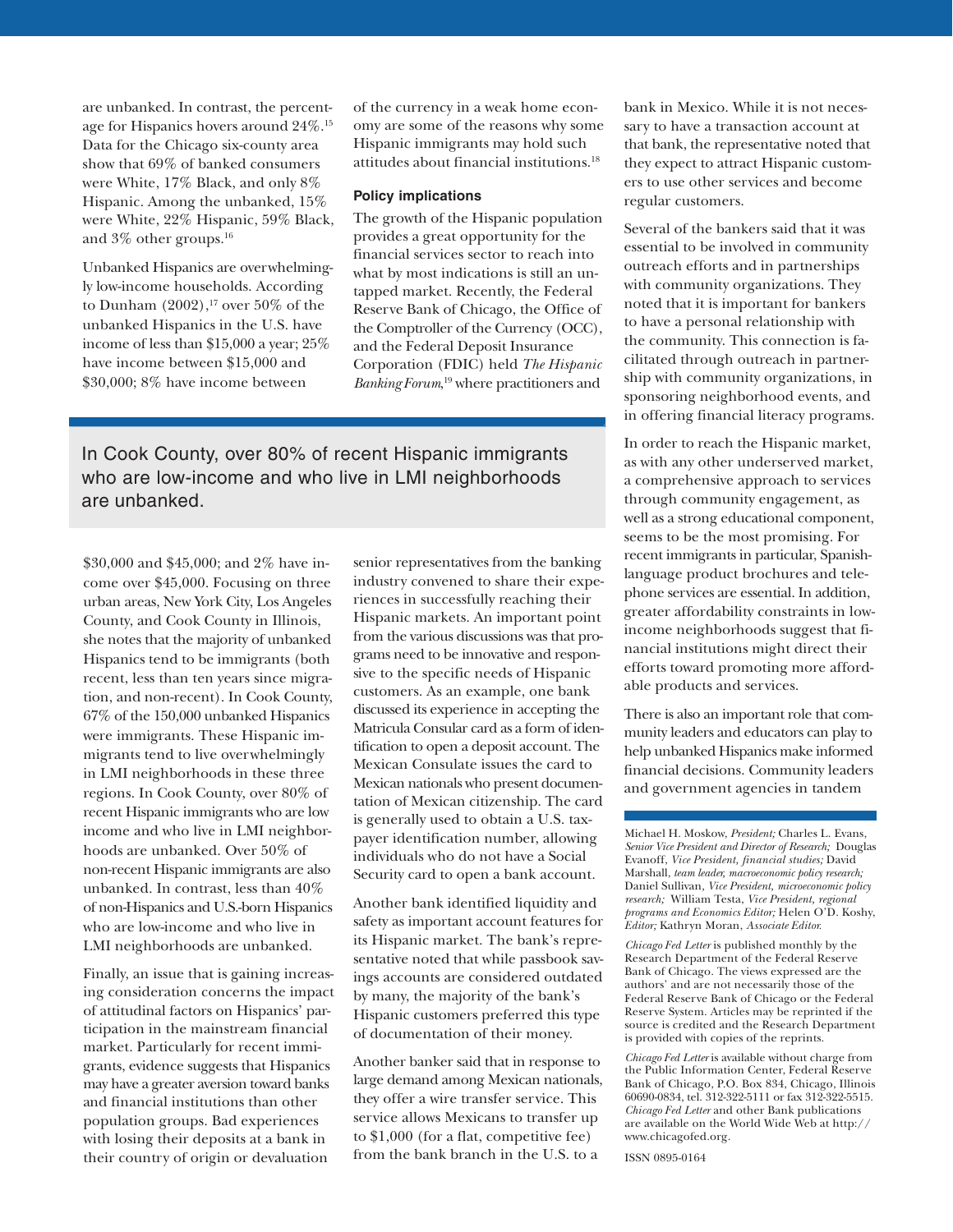are unbanked. In contrast, the percentage for Hispanics hovers around 24%.[15] Data for the Chicago six-county area show that 69% of banked consumers were White, 17% Black, and only 8% Hispanic. Among the unbanked, 15% were White, 22% Hispanic, 59% Black, and 3% other groups.[16]

Unbanked Hispanics are overwhelmingly low-income households. According to Dunham (2002),[17] over 50% of the unbanked Hispanics in the U.S. have income of less than $15,000 a year; 25% have income between $15,000 and $30,000; 8% have income between $30,000 and $45,000; and 2% have income over $45,000. Focusing on three urban areas, New York City, Los Angeles County, and Cook County in Illinois, she notes that the majority of unbanked Hispanics tend to be immigrants (both recent, less than ten years since migration, and non-recent). In Cook County, 67% of the 150,000 unbanked Hispanics were immigrants. These Hispanic immigrants tend to live overwhelmingly in LMI neighborhoods in these three regions. In Cook County, over 80% of recent Hispanic immigrants who are low income and who live in LMI neighborhoods are unbanked. Over 50% of non-recent Hispanic immigrants are also unbanked. In contrast, less than 40% of non-Hispanics and U.S.-born Hispanics who are low-income and who live in LMI neighborhoods are unbanked.

Finally, an issue that is gaining increasing consideration concerns the impact of attitudinal factors on Hispanics' participation in the mainstream financial market. Particularly for recent immigrants, evidence suggests that Hispanics may have a greater aversion toward banks and financial institutions than other population groups. Bad experiences with losing their deposits at a bank in their country of origin or devaluation of the currency in a weak home economy are some of the reasons why some Hispanic immigrants may hold such attitudes about financial institutions.[18]

> In Cook County, over 80% of recent Hispanic immigrants who are low-income and who live in LMI neighborhoods are unbanked.

### Policy implications

The growth of the Hispanic population provides a great opportunity for the financial services sector to reach into what by most indications is still an untapped market. Recently, the Federal Reserve Bank of Chicago, the Office of the Comptroller of the Currency (OCC), and the Federal Deposit Insurance Corporation (FDIC) held *The Hispanic Banking Forum*,[19] where practitioners and senior representatives from the banking industry convened to share their experiences in successfully reaching their Hispanic markets. An important point from the various discussions was that programs need to be innovative and responsive to the specific needs of Hispanic customers. As an example, one bank discussed its experience in accepting the Matricula Consular card as a form of identification to open a deposit account. The Mexican Consulate issues the card to Mexican nationals who present documentation of Mexican citizenship. The card is generally used to obtain a U.S. taxpayer identification number, allowing individuals who do not have a Social Security card to open a bank account.

Another bank identified liquidity and safety as important account features for its Hispanic market. The bank's representative noted that while passbook savings accounts are considered outdated by many, the majority of the bank's Hispanic customers preferred this type of documentation of their money.

Another banker said that in response to large demand among Mexican nationals, they offer a wire transfer service. This service allows Mexicans to transfer up to $1,000 (for a flat, competitive fee) from the bank branch in the U.S. to a bank in Mexico. While it is not necessary to have a transaction account at that bank, the representative noted that they expect to attract Hispanic customers to use other services and become regular customers.

Several of the bankers said that it was essential to be involved in community outreach efforts and in partnerships with community organizations. They noted that it is important for bankers to have a personal relationship with the community. This connection is facilitated through outreach in partnership with community organizations, in sponsoring neighborhood events, and in offering financial literacy programs.

In order to reach the Hispanic market, as with any other underserved market, a comprehensive approach to services through community engagement, as well as a strong educational component, seems to be the most promising. For recent immigrants in particular, Spanish-language product brochures and telephone services are essential. In addition, greater affordability constraints in low-income neighborhoods suggest that financial institutions might direct their efforts toward promoting more affordable products and services.

There is also an important role that community leaders and educators can play to help unbanked Hispanics make informed financial decisions. Community leaders and government agencies in tandem

---

Michael H. Moskow, *President;* Charles L. Evans, *Senior Vice President and Director of Research;* Douglas Evanoff, *Vice President, financial studies;* David Marshall, *team leader, macroeconomic policy research;* Daniel Sullivan, *Vice President, microeconomic policy research;* William Testa, *Vice President, regional programs and Economics Editor;* Helen O'D. Koshy, *Editor;* Kathryn Moran, *Associate Editor.*

*Chicago Fed Letter* is published monthly by the Research Department of the Federal Reserve Bank of Chicago. The views expressed are the authors' and are not necessarily those of the Federal Reserve Bank of Chicago or the Federal Reserve System. Articles may be reprinted if the source is credited and the Research Department is provided with copies of the reprints.

*Chicago Fed Letter* is available without charge from the Public Information Center, Federal Reserve Bank of Chicago, P.O. Box 834, Chicago, Illinois 60690-0834, tel. 312-322-5111 or fax 312-322-5515. *Chicago Fed Letter* and other Bank publications are available on the World Wide Web at http://www.chicagofed.org.

ISSN 0895-0164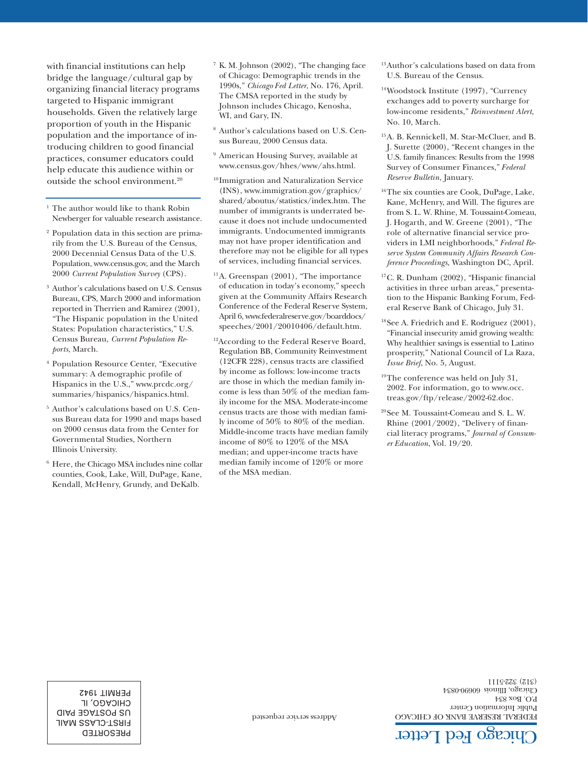with financial institutions can help bridge the language/cultural gap by organizing financial literacy programs targeted to Hispanic immigrant households. Given the relatively large proportion of youth in the Hispanic population and the importance of introducing children to good financial practices, consumer educators could help educate this audience within or outside the school environment.[20]

---

[1] The author would like to thank Robin Newberger for valuable research assistance.

[2] Population data in this section are primarily from the U.S. Bureau of the Census, 2000 Decennial Census Data of the U.S. Population, www.census.gov, and the March 2000 *Current Population Survey* (CPS).

[3] Author's calculations based on U.S. Census Bureau, CPS, March 2000 and information reported in Therrien and Ramirez (2001), "The Hispanic population in the United States: Population characteristics," U.S. Census Bureau, *Current Population Reports*, March.

[4] Population Resource Center, "Executive summary: A demographic profile of Hispanics in the U.S.," www.prcdc.org/summaries/hispanics/hispanics.html.

[5] Author's calculations based on U.S. Census Bureau data for 1990 and maps based on 2000 census data from the Center for Governmental Studies, Northern Illinois University.

[6] Here, the Chicago MSA includes nine collar counties, Cook, Lake, Will, DuPage, Kane, Kendall, McHenry, Grundy, and DeKalb.

[7] K. M. Johnson (2002), "The changing face of Chicago: Demographic trends in the 1990s," *Chicago Fed Letter*, No. 176, April. The CMSA reported in the study by Johnson includes Chicago, Kenosha, WI, and Gary, IN.

[8] Author's calculations based on U.S. Census Bureau, 2000 Census data.

[9] American Housing Survey, available at www.census.gov/hhes/www/ahs.html.

[10] Immigration and Naturalization Service (INS), www.immigration.gov/graphics/shared/aboutus/statistics/index.htm. The number of immigrants is underrated because it does not include undocumented immigrants. Undocumented immigrants may not have proper identification and therefore may not be eligible for all types of services, including financial services.

[11] A. Greenspan (2001), "The importance of education in today's economy," speech given at the Community Affairs Research Conference of the Federal Reserve System, April 6, www.federalreserve.gov/boarddocs/speeches/2001/20010406/default.htm.

[12] According to the Federal Reserve Board, Regulation BB, Community Reinvestment (12CFR 228), census tracts are classified by income as follows: low-income tracts are those in which the median family income is less than 50% of the median family income for the MSA. Moderate-income census tracts are those with median family income of 50% to 80% of the median. Middle-income tracts have median family income of 80% to 120% of the MSA median; and upper-income tracts have median family income of 120% or more of the MSA median.

[13] Author's calculations based on data from U.S. Bureau of the Census.

[14] Woodstock Institute (1997), "Currency exchanges add to poverty surcharge for low-income residents," *Reinvestment Alert*, No. 10, March.

[15] A. B. Kennickell, M. Star-McCluer, and B. J. Surette (2000), "Recent changes in the U.S. family finances: Results from the 1998 Survey of Consumer Finances," *Federal Reserve Bulletin*, January.

[16] The six counties are Cook, DuPage, Lake, Kane, McHenry, and Will. The figures are from S. L. W. Rhine, M. Toussaint-Comeau, J. Hogarth, and W. Greene (2001), "The role of alternative financial service providers in LMI neighborhoods," *Federal Reserve System Community Affairs Research Conference Proceedings*, Washington DC, April.

[17] C. R. Dunham (2002), "Hispanic financial activities in three urban areas," presentation to the Hispanic Banking Forum, Federal Reserve Bank of Chicago, July 31.

[18] See A. Friedrich and E. Rodriguez (2001), "Financial insecurity amid growing wealth: Why healthier savings is essential to Latino prosperity," National Council of La Raza, *Issue Brief*, No. 5, August.

[19] The conference was held on July 31, 2002. For information, go to www.occ.treas.gov/ftp/release/2002-62.doc.

[20] See M. Toussaint-Comeau and S. L. W. Rhine (2001/2002), "Delivery of financial literacy programs," *Journal of Consumer Education*, Vol. 19/20.

Chicago Fed Letter

FEDERAL RESERVE BANK OF CHICAGO
Public Information Center
P.O. Box 834
Chicago, Illinois 60690-0834
(312) 322-5111

Address service requested

PRESORTED
FIRST-CLASS MAIL
US POSTAGE PAID
CHICAGO, IL
PERMIT 1942